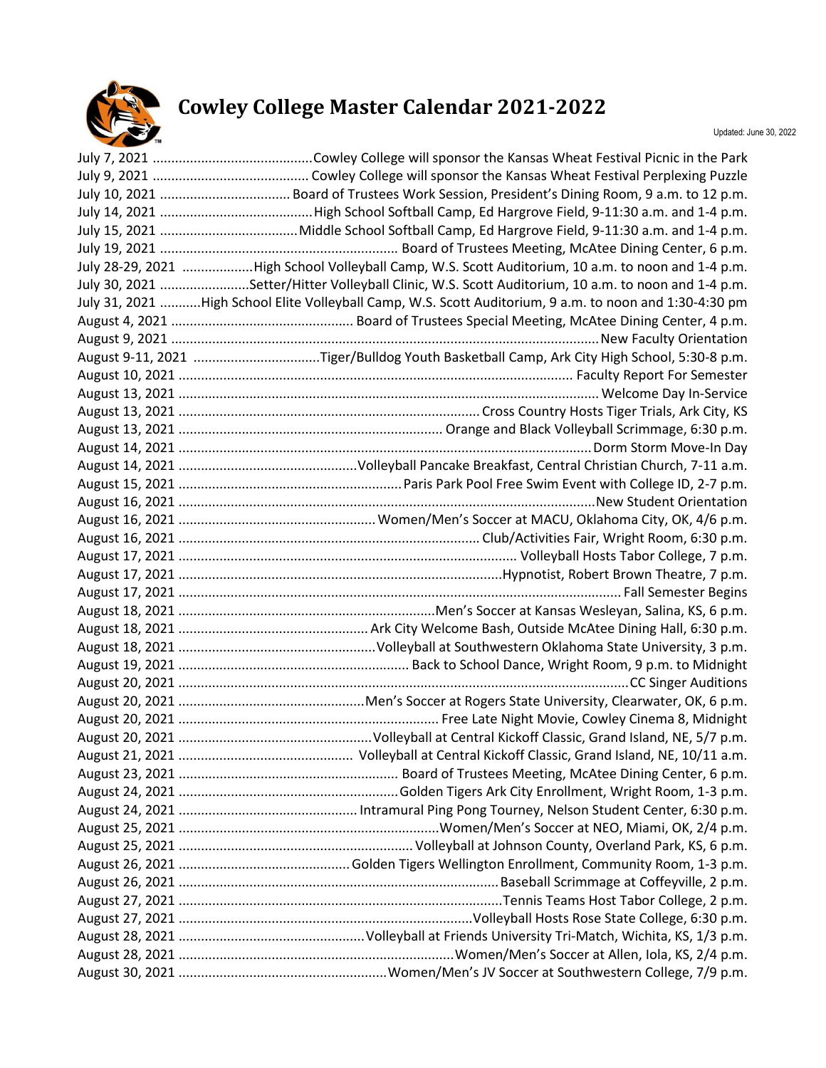# Cowley College Master Calendar 2021-2022

Updated: June 30, 2022

July 7, 2021 .......................................... Cowley College will sponsor the Kansas Wheat Festival Picnic in the Park
July 9, 2021 .......................................... Cowley College will sponsor the Kansas Wheat Festival Perplexing Puzzle
July 10, 2021 .................................. Board of Trustees Work Session, President's Dining Room, 9 a.m. to 12 p.m.
July 14, 2021 .......................................... High School Softball Camp, Ed Hargrove Field, 9-11:30 a.m. and 1-4 p.m.
July 15, 2021 ..................................... Middle School Softball Camp, Ed Hargrove Field, 9-11:30 a.m. and 1-4 p.m.
July 19, 2021 ................................................................ Board of Trustees Meeting, McAtee Dining Center, 6 p.m.
July 28-29, 2021 ................... High School Volleyball Camp, W.S. Scott Auditorium, 10 a.m. to noon and 1-4 p.m.
July 30, 2021 ........................ Setter/Hitter Volleyball Clinic, W.S. Scott Auditorium, 10 a.m. to noon and 1-4 p.m.
July 31, 2021 ........... High School Elite Volleyball Camp, W.S. Scott Auditorium, 9 a.m. to noon and 1:30-4:30 pm
August 4, 2021 ................................................ Board of Trustees Special Meeting, McAtee Dining Center, 4 p.m.
August 9, 2021 ................................................................................................................ New Faculty Orientation
August 9-11, 2021 .................................. Tiger/Bulldog Youth Basketball Camp, Ark City High School, 5:30-8 p.m.
August 10, 2021 ......................................................................................................... Faculty Report For Semester
August 13, 2021 ................................................................................................................ Welcome Day In-Service
August 13, 2021 ................................................................................ Cross Country Hosts Tiger Trials, Ark City, KS
August 13, 2021 ...................................................................... Orange and Black Volleyball Scrimmage, 6:30 p.m.
August 14, 2021 ............................................................................................................. Dorm Storm Move-In Day
August 14, 2021 ................................................ Volleyball Pancake Breakfast, Central Christian Church, 7-11 a.m.
August 15, 2021 ............................................................ Paris Park Pool Free Swim Event with College ID, 2-7 p.m.
August 16, 2021 .............................................................................................................. New Student Orientation
August 16, 2021 .................................................... Women/Men's Soccer at MACU, Oklahoma City, OK, 4/6 p.m.
August 16, 2021 ................................................................................ Club/Activities Fair, Wright Room, 6:30 p.m.
August 17, 2021 .......................................................................................... Volleyball Hosts Tabor College, 7 p.m.
August 17, 2021 ...................................................................................... Hypnotist, Robert Brown Theatre, 7 p.m.
August 17, 2021 ..................................................................................................................... Fall Semester Begins
August 18, 2021 .................................................................... Men's Soccer at Kansas Wesleyan, Salina, KS, 6 p.m.
August 18, 2021 .................................................. Ark City Welcome Bash, Outside McAtee Dining Hall, 6:30 p.m.
August 18, 2021 .................................................... Volleyball at Southwestern Oklahoma State University, 3 p.m.
August 19, 2021 ............................................................. Back to School Dance, Wright Room, 9 p.m. to Midnight
August 20, 2021 ......................................................................................................................... CC Singer Auditions
August 20, 2021 ................................................. Men's Soccer at Rogers State University, Clearwater, OK, 6 p.m.
August 20, 2021 ..................................................................... Free Late Night Movie, Cowley Cinema 8, Midnight
August 20, 2021 .................................................... Volleyball at Central Kickoff Classic, Grand Island, NE, 5/7 p.m.
August 21, 2021 .............................................. Volleyball at Central Kickoff Classic, Grand Island, NE, 10/11 a.m.
August 23, 2021 .......................................................... Board of Trustees Meeting, McAtee Dining Center, 6 p.m.
August 24, 2021 .......................................................... Golden Tigers Ark City Enrollment, Wright Room, 1-3 p.m.
August 24, 2021 ............................................... Intramural Ping Pong Tourney, Nelson Student Center, 6:30 p.m.
August 25, 2021 ..................................................................... Women/Men's Soccer at NEO, Miami, OK, 2/4 p.m.
August 25, 2021 .............................................................. Volleyball at Johnson County, Overland Park, KS, 6 p.m.
August 26, 2021 ............................................. Golden Tigers Wellington Enrollment, Community Room, 1-3 p.m.
August 26, 2021 ..................................................................................... Baseball Scrimmage at Coffeyville, 2 p.m.
August 27, 2021 ..................................................................................... Tennis Teams Host Tabor College, 2 p.m.
August 27, 2021 .............................................................................. Volleyball Hosts Rose State College, 6:30 p.m.
August 28, 2021 ................................................. Volleyball at Friends University Tri-Match, Wichita, KS, 1/3 p.m.
August 28, 2021 ......................................................................... Women/Men's Soccer at Allen, Iola, KS, 2/4 p.m.
August 30, 2021 ....................................................... Women/Men's JV Soccer at Southwestern College, 7/9 p.m.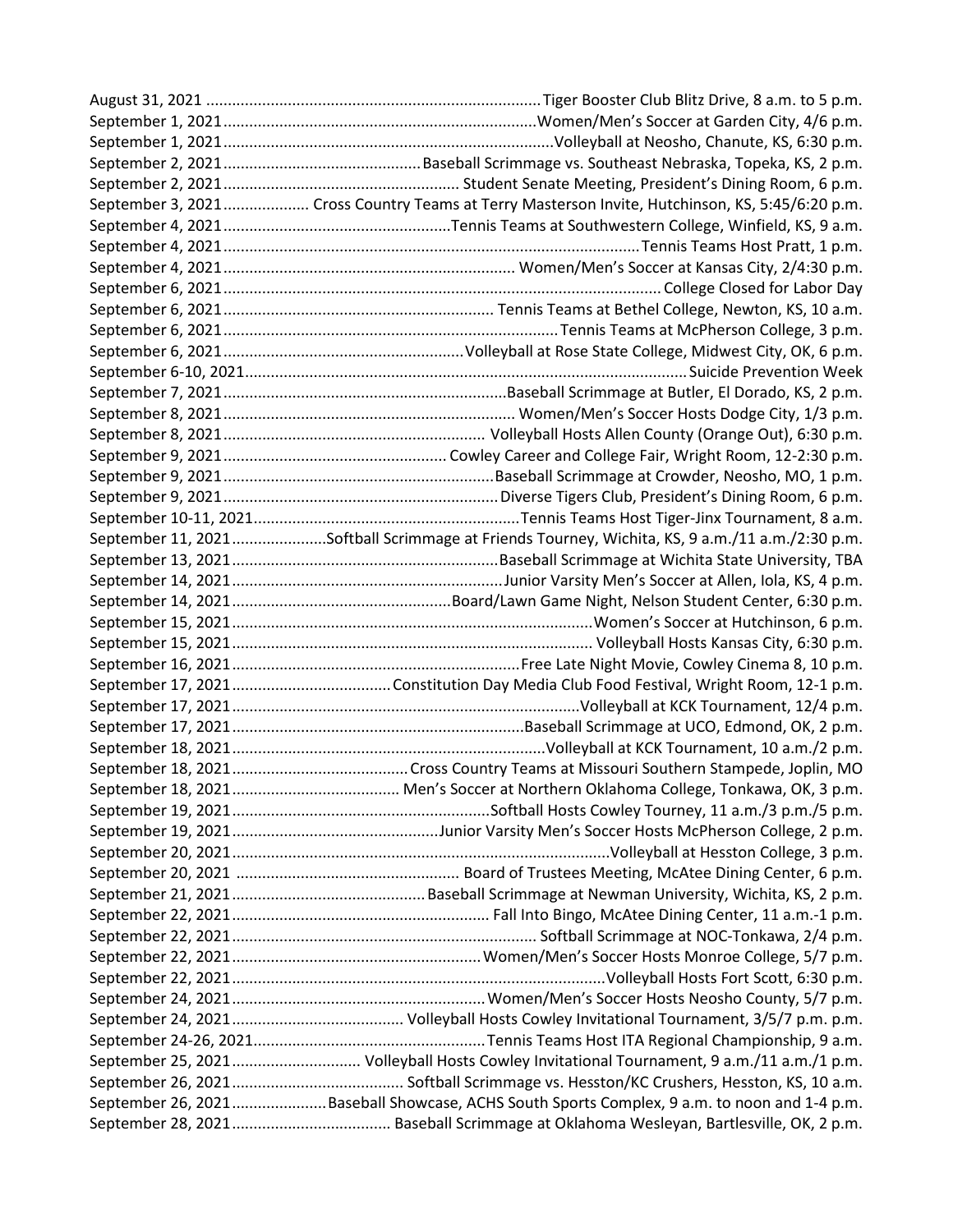August 31, 2021 ............................................................................Tiger Booster Club Blitz Drive, 8 a.m. to 5 p.m.
September 1, 2021........................................................................Women/Men's Soccer at Garden City, 4/6 p.m.
September 1, 2021...........................................................................Volleyball at Neosho, Chanute, KS, 6:30 p.m.
September 2, 2021.............................................Baseball Scrimmage vs. Southeast Nebraska, Topeka, KS, 2 p.m.
September 2, 2021....................................................... Student Senate Meeting, President's Dining Room, 6 p.m.
September 3, 2021.................... Cross Country Teams at Terry Masterson Invite, Hutchinson, KS, 5:45/6:20 p.m.
September 4, 2021.....................................................Tennis Teams at Southwestern College, Winfield, KS, 9 a.m.
September 4, 2021.................................................................................................Tennis Teams Host Pratt, 1 p.m.
September 4, 2021................................................................... Women/Men's Soccer at Kansas City, 2/4:30 p.m.
September 6, 2021.....................................................................................................College Closed for Labor Day
September 6, 2021.............................................................. Tennis Teams at Bethel College, Newton, KS, 10 a.m.
September 6, 2021.............................................................................Tennis Teams at McPherson College, 3 p.m.
September 6, 2021........................................................Volleyball at Rose State College, Midwest City, OK, 6 p.m.
September 6-10, 2021.....................................................................................................Suicide Prevention Week
September 7, 2021.................................................................Baseball Scrimmage at Butler, El Dorado, KS, 2 p.m.
September 8, 2021................................................................... Women/Men's Soccer Hosts Dodge City, 1/3 p.m.
September 8, 2021............................................................ Volleyball Hosts Allen County (Orange Out), 6:30 p.m.
September 9, 2021.................................................... Cowley Career and College Fair, Wright Room, 12-2:30 p.m.
September 9, 2021...............................................................Baseball Scrimmage at Crowder, Neosho, MO, 1 p.m.
September 9, 2021................................................................Diverse Tigers Club, President's Dining Room, 6 p.m.
September 10-11, 2021.............................................................Tennis Teams Host Tiger-Jinx Tournament, 8 a.m.
September 11, 2021......................Softball Scrimmage at Friends Tourney, Wichita, KS, 9 a.m./11 a.m./2:30 p.m.
September 13, 2021.............................................................Baseball Scrimmage at Wichita State University, TBA
September 14, 2021..............................................................Junior Varsity Men's Soccer at Allen, Iola, KS, 4 p.m.
September 14, 2021..................................................Board/Lawn Game Night, Nelson Student Center, 6:30 p.m.
September 15, 2021..................................................................................Women's Soccer at Hutchinson, 6 p.m.
September 15, 2021.................................................................................. Volleyball Hosts Kansas City, 6:30 p.m.
September 16, 2021..................................................................Free Late Night Movie, Cowley Cinema 8, 10 p.m.
September 17, 2021.....................................Constitution Day Media Club Food Festival, Wright Room, 12-1 p.m.
September 17, 2021................................................................................Volleyball at KCK Tournament, 12/4 p.m.
September 17, 2021..................................................................Baseball Scrimmage at UCO, Edmond, OK, 2 p.m.
September 18, 2021.......................................................................Volleyball at KCK Tournament, 10 a.m./2 p.m.
September 18, 2021.........................................Cross Country Teams at Missouri Southern Stampede, Joplin, MO
September 18, 2021....................................... Men's Soccer at Northern Oklahoma College, Tonkawa, OK, 3 p.m.
September 19, 2021..........................................................Softball Hosts Cowley Tourney, 11 a.m./3 p.m./5 p.m.
September 19, 2021...............................................Junior Varsity Men's Soccer Hosts McPherson College, 2 p.m.
September 20, 2021.....................................................................................Volleyball at Hesston College, 3 p.m.
September 20, 2021 .................................................... Board of Trustees Meeting, McAtee Dining Center, 6 p.m.
September 21, 2021............................................Baseball Scrimmage at Newman University, Wichita, KS, 2 p.m.
September 22, 2021........................................................... Fall Into Bingo, McAtee Dining Center, 11 a.m.-1 p.m.
September 22, 2021...................................................................... Softball Scrimmage at NOC-Tonkawa, 2/4 p.m.
September 22, 2021.........................................................Women/Men's Soccer Hosts Monroe College, 5/7 p.m.
September 22, 2021.....................................................................................Volleyball Hosts Fort Scott, 6:30 p.m.
September 24, 2021..........................................................Women/Men's Soccer Hosts Neosho County, 5/7 p.m.
September 24, 2021........................................ Volleyball Hosts Cowley Invitational Tournament, 3/5/7 p.m. p.m.
September 24-26, 2021......................................................Tennis Teams Host ITA Regional Championship, 9 a.m.
September 25, 2021............................. Volleyball Hosts Cowley Invitational Tournament, 9 a.m./11 a.m./1 p.m.
September 26, 2021........................................ Softball Scrimmage vs. Hesston/KC Crushers, Hesston, KS, 10 a.m.
September 26, 2021......................Baseball Showcase, ACHS South Sports Complex, 9 a.m. to noon and 1-4 p.m.
September 28, 2021..................................... Baseball Scrimmage at Oklahoma Wesleyan, Bartlesville, OK, 2 p.m.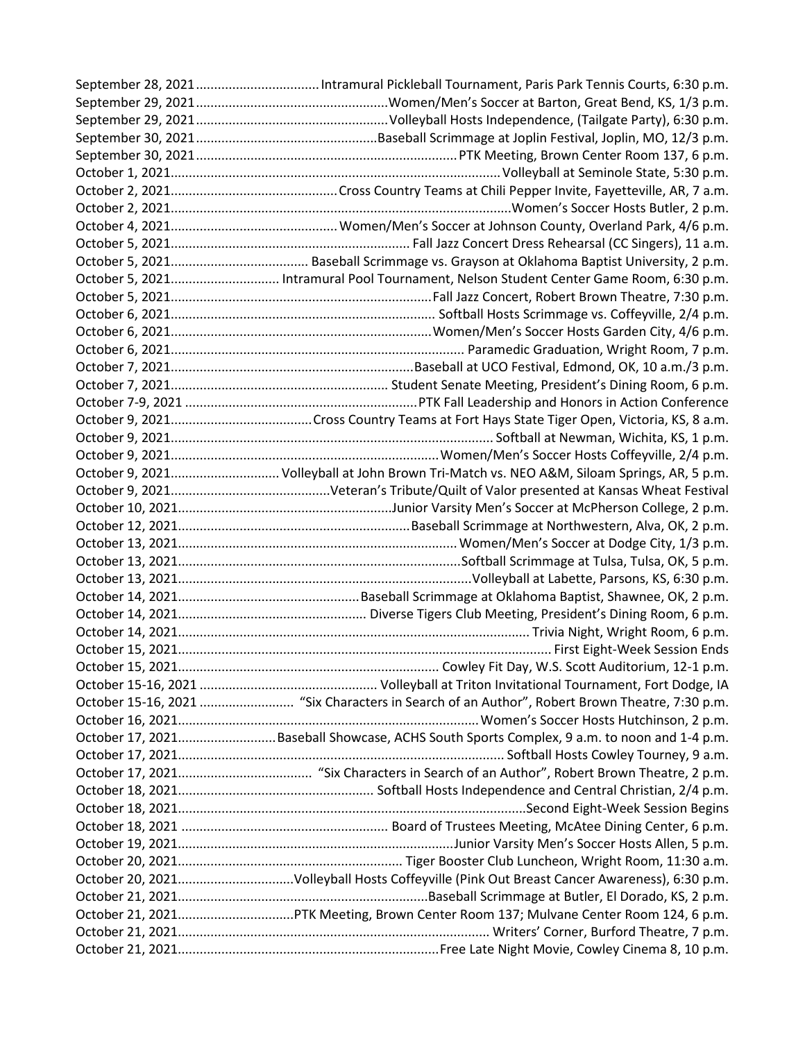September 28, 2021..................................Intramural Pickleball Tournament, Paris Park Tennis Courts, 6:30 p.m.
September 29, 2021.....................................................Women/Men's Soccer at Barton, Great Bend, KS, 1/3 p.m.
September 29, 2021.....................................................Volleyball Hosts Independence, (Tailgate Party), 6:30 p.m.
September 30, 2021..................................................Baseball Scrimmage at Joplin Festival, Joplin, MO, 12/3 p.m.
September 30, 2021.......................................................................PTK Meeting, Brown Center Room 137, 6 p.m.
October 1, 2021...........................................................................................Volleyball at Seminole State, 5:30 p.m.
October 2, 2021..............................................Cross Country Teams at Chili Pepper Invite, Fayetteville, AR, 7 a.m.
October 2, 2021.............................................................................................Women's Soccer Hosts Butler, 2 p.m.
October 4, 2021..............................................Women/Men's Soccer at Johnson County, Overland Park, 4/6 p.m.
October 5, 2021.................................................................. Fall Jazz Concert Dress Rehearsal (CC Singers), 11 a.m.
October 5, 2021...................................... Baseball Scrimmage vs. Grayson at Oklahoma Baptist University, 2 p.m.
October 5, 2021.............................. Intramural Pool Tournament, Nelson Student Center Game Room, 6:30 p.m.
October 5, 2021........................................................................Fall Jazz Concert, Robert Brown Theatre, 7:30 p.m.
October 6, 2021......................................................................... Softball Hosts Scrimmage vs. Coffeyville, 2/4 p.m.
October 6, 2021.......................................................................Women/Men's Soccer Hosts Garden City, 4/6 p.m.
October 6, 2021................................................................................. Paramedic Graduation, Wright Room, 7 p.m.
October 7, 2021..................................................................Baseball at UCO Festival, Edmond, OK, 10 a.m./3 p.m.
October 7, 2021............................................................ Student Senate Meeting, President's Dining Room, 6 p.m.
October 7-9, 2021 ................................................................PTK Fall Leadership and Honors in Action Conference
October 9, 2021.......................................Cross Country Teams at Fort Hays State Tiger Open, Victoria, KS, 8 a.m.
October 9, 2021........................................................................................ Softball at Newman, Wichita, KS, 1 p.m.
October 9, 2021..........................................................................Women/Men's Soccer Hosts Coffeyville, 2/4 p.m.
October 9, 2021............................. Volleyball at John Brown Tri-Match vs. NEO A&M, Siloam Springs, AR, 5 p.m.
October 9, 2021............................................Veteran's Tribute/Quilt of Valor presented at Kansas Wheat Festival
October 10, 2021...........................................................Junior Varsity Men's Soccer at McPherson College, 2 p.m.
October 12, 2021...............................................................Baseball Scrimmage at Northwestern, Alva, OK, 2 p.m.
October 13, 2021............................................................................Women/Men's Soccer at Dodge City, 1/3 p.m.
October 13, 2021.............................................................................Softball Scrimmage at Tulsa, Tulsa, OK, 5 p.m.
October 13, 2021.................................................................................Volleyball at Labette, Parsons, KS, 6:30 p.m.
October 14, 2021..................................................Baseball Scrimmage at Oklahoma Baptist, Shawnee, OK, 2 p.m.
October 14, 2021.................................................... Diverse Tigers Club Meeting, President's Dining Room, 6 p.m.
October 14, 2021................................................................................................. Trivia Night, Wright Room, 6 p.m.
October 15, 2021....................................................................................................... First Eight-Week Session Ends
October 15, 2021......................................................................... Cowley Fit Day, W.S. Scott Auditorium, 12-1 p.m.
October 15-16, 2021 ................................................. Volleyball at Triton Invitational Tournament, Fort Dodge, IA
October 15-16, 2021 .......................... "Six Characters in Search of an Author", Robert Brown Theatre, 7:30 p.m.
October 16, 2021..................................................................................Women's Soccer Hosts Hutchinson, 2 p.m.
October 17, 2021...........................Baseball Showcase, ACHS South Sports Complex, 9 a.m. to noon and 1-4 p.m.
October 17, 2021.......................................................................................... Softball Hosts Cowley Tourney, 9 a.m.
October 17, 2021..................................... "Six Characters in Search of an Author", Robert Brown Theatre, 2 p.m.
October 18, 2021...................................................... Softball Hosts Independence and Central Christian, 2/4 p.m.
October 18, 2021...............................................................................................Second Eight-Week Session Begins
October 18, 2021 ......................................................... Board of Trustees Meeting, McAtee Dining Center, 6 p.m.
October 19, 2021............................................................................Junior Varsity Men's Soccer Hosts Allen, 5 p.m.
October 20, 2021.............................................................. Tiger Booster Club Luncheon, Wright Room, 11:30 a.m.
October 20, 2021................................Volleyball Hosts Coffeyville (Pink Out Breast Cancer Awareness), 6:30 p.m.
October 21, 2021.....................................................................Baseball Scrimmage at Butler, El Dorado, KS, 2 p.m.
October 21, 2021................................PTK Meeting, Brown Center Room 137; Mulvane Center Room 124, 6 p.m.
October 21, 2021..................................................................................... Writers' Corner, Burford Theatre, 7 p.m.
October 21, 2021........................................................................Free Late Night Movie, Cowley Cinema 8, 10 p.m.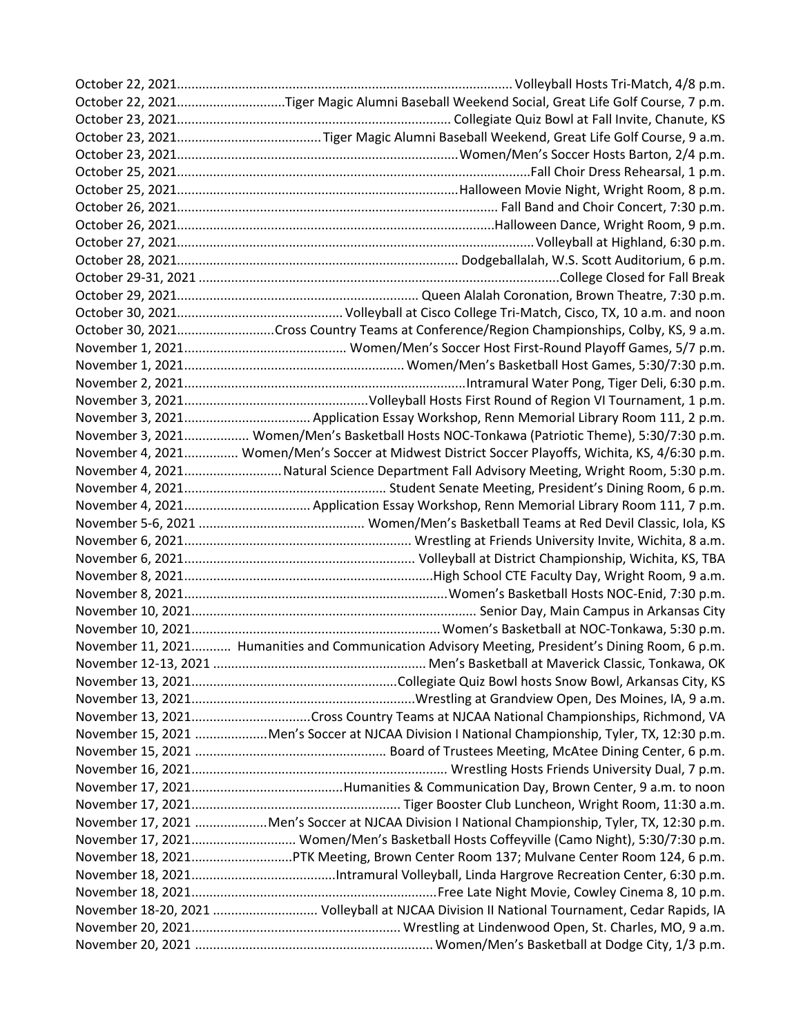October 22, 2021............................................................................................ Volleyball Hosts Tri-Match, 4/8 p.m.
October 22, 2021..............................Tiger Magic Alumni Baseball Weekend Social, Great Life Golf Course, 7 p.m.
October 23, 2021........................................................................... Collegiate Quiz Bowl at Fall Invite, Chanute, KS
October 23, 2021........................................Tiger Magic Alumni Baseball Weekend, Great Life Golf Course, 9 a.m.
October 23, 2021.............................................................................Women/Men's Soccer Hosts Barton, 2/4 p.m.
October 25, 2021.................................................................................................Fall Choir Dress Rehearsal, 1 p.m.
October 25, 2021.............................................................................Halloween Movie Night, Wright Room, 8 p.m.
October 26, 2021........................................................................................ Fall Band and Choir Concert, 7:30 p.m.
October 26, 2021.......................................................................................Halloween Dance, Wright Room, 9 p.m.
October 27, 2021..................................................................................................Volleyball at Highland, 6:30 p.m.
October 28, 2021............................................................................. Dodgeballalah, W.S. Scott Auditorium, 6 p.m.
October 29-31, 2021 ...................................................................................................College Closed for Fall Break
October 29, 2021................................................................... Queen Alalah Coronation, Brown Theatre, 7:30 p.m.
October 30, 2021.............................................. Volleyball at Cisco College Tri-Match, Cisco, TX, 10 a.m. and noon
October 30, 2021...........................Cross Country Teams at Conference/Region Championships, Colby, KS, 9 a.m.
November 1, 2021............................................ Women/Men's Soccer Host First-Round Playoff Games, 5/7 p.m.
November 1, 2021............................................................ Women/Men's Basketball Host Games, 5:30/7:30 p.m.
November 2, 2021.............................................................................Intramural Water Pong, Tiger Deli, 6:30 p.m.
November 3, 2021...................................................Volleyball Hosts First Round of Region VI Tournament, 1 p.m.
November 3, 2021................................... Application Essay Workshop, Renn Memorial Library Room 111, 2 p.m.
November 3, 2021................. Women/Men's Basketball Hosts NOC-Tonkawa (Patriotic Theme), 5:30/7:30 p.m.
November 4, 2021.............. Women/Men's Soccer at Midwest District Soccer Playoffs, Wichita, KS, 4/6:30 p.m.
November 4, 2021...........................Natural Science Department Fall Advisory Meeting, Wright Room, 5:30 p.m.
November 4, 2021........................................................ Student Senate Meeting, President's Dining Room, 6 p.m.
November 4, 2021................................... Application Essay Workshop, Renn Memorial Library Room 111, 7 p.m.
November 5-6, 2021 ............................................. Women/Men's Basketball Teams at Red Devil Classic, Iola, KS
November 6, 2021............................................................... Wrestling at Friends University Invite, Wichita, 8 a.m.
November 6, 2021................................................................ Volleyball at District Championship, Wichita, KS, TBA
November 8, 2021.....................................................................High School CTE Faculty Day, Wright Room, 9 a.m.
November 8, 2021.........................................................................Women's Basketball Hosts NOC-Enid, 7:30 p.m.
November 10, 2021.............................................................................. Senior Day, Main Campus in Arkansas City
November 10, 2021.................................................................... Women's Basketball at NOC-Tonkawa, 5:30 p.m.
November 11, 2021........... Humanities and Communication Advisory Meeting, President's Dining Room, 6 p.m.
November 12-13, 2021 ........................................................... Men's Basketball at Maverick Classic, Tonkawa, OK
November 13, 2021.........................................................Collegiate Quiz Bowl hosts Snow Bowl, Arkansas City, KS
November 13, 2021..............................................................Wrestling at Grandview Open, Des Moines, IA, 9 a.m.
November 13, 2021.................................Cross Country Teams at NJCAA National Championships, Richmond, VA
November 15, 2021 ....................Men's Soccer at NJCAA Division I National Championship, Tyler, TX, 12:30 p.m.
November 15, 2021 ..................................................... Board of Trustees Meeting, McAtee Dining Center, 6 p.m.
November 16, 2021...................................................................... Wrestling Hosts Friends University Dual, 7 p.m.
November 17, 2021..........................................Humanities & Communication Day, Brown Center, 9 a.m. to noon
November 17, 2021......................................................... Tiger Booster Club Luncheon, Wright Room, 11:30 a.m.
November 17, 2021 ....................Men's Soccer at NJCAA Division I National Championship, Tyler, TX, 12:30 p.m.
November 17, 2021............................. Women/Men's Basketball Hosts Coffeyville (Camo Night), 5:30/7:30 p.m.
November 18, 2021............................PTK Meeting, Brown Center Room 137; Mulvane Center Room 124, 6 p.m.
November 18, 2021........................................Intramural Volleyball, Linda Hargrove Recreation Center, 6:30 p.m.
November 18, 2021....................................................................Free Late Night Movie, Cowley Cinema 8, 10 p.m.
November 18-20, 2021 ............................. Volleyball at NJCAA Division II National Tournament, Cedar Rapids, IA
November 20, 2021......................................................... Wrestling at Lindenwood Open, St. Charles, MO, 9 a.m.
November 20, 2021 .................................................................. Women/Men's Basketball at Dodge City, 1/3 p.m.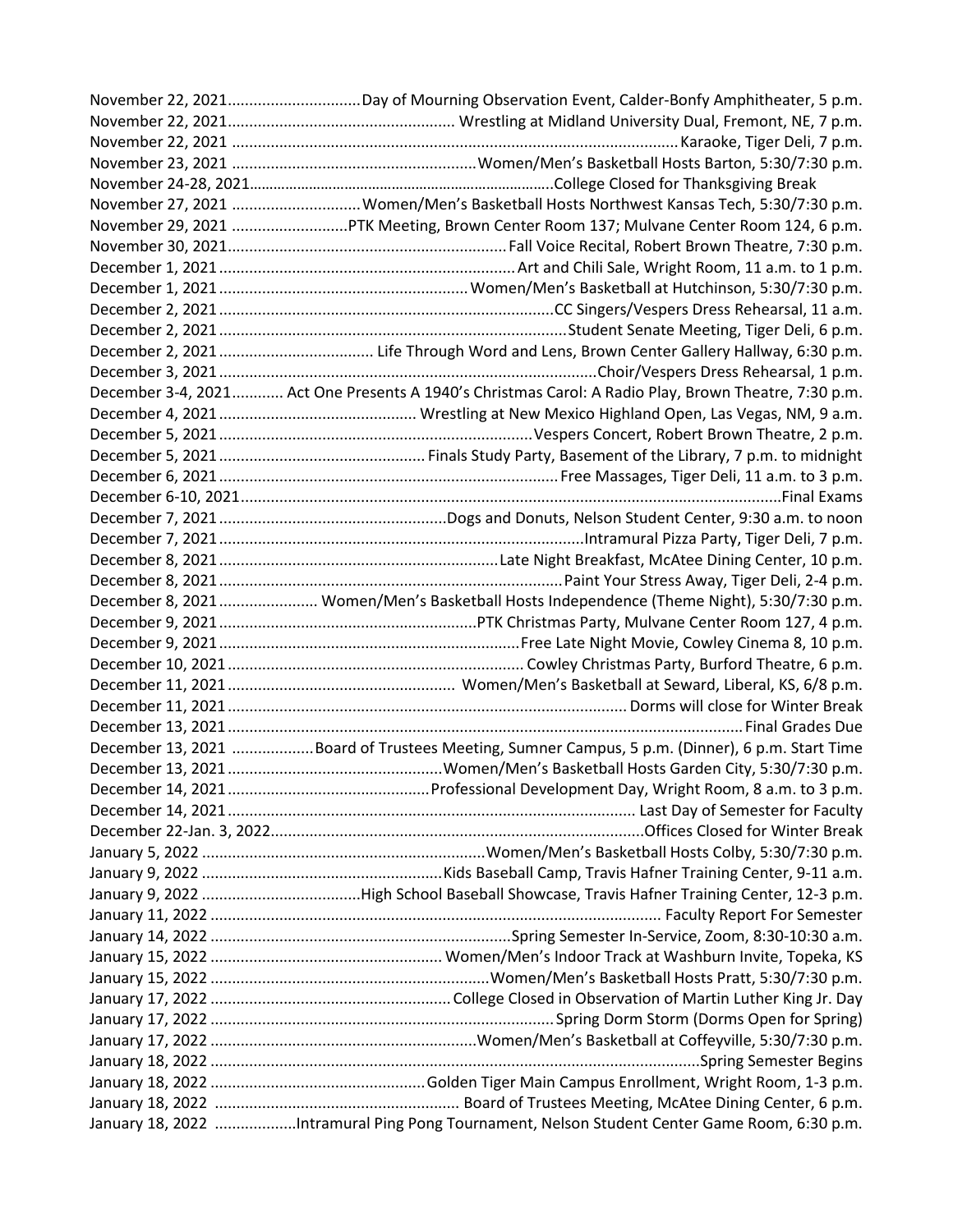November 22, 2021..............................Day of Mourning Observation Event, Calder-Bonfy Amphitheater, 5 p.m.
November 22, 2021.................................................... Wrestling at Midland University Dual, Fremont, NE, 7 p.m.
November 22, 2021 ........................................................................................................Karaoke, Tiger Deli, 7 p.m.
November 23, 2021 .......................................................Women/Men's Basketball Hosts Barton, 5:30/7:30 p.m.
November 24-28, 2021............................................................................College Closed for Thanksgiving Break
November 27, 2021 .............................Women/Men's Basketball Hosts Northwest Kansas Tech, 5:30/7:30 p.m.
November 29, 2021 ...........................PTK Meeting, Brown Center Room 137; Mulvane Center Room 124, 6 p.m.
November 30, 2021................................................................Fall Voice Recital, Robert Brown Theatre, 7:30 p.m.
December 1, 2021....................................................................Art and Chili Sale, Wright Room, 11 a.m. to 1 p.m.
December 1, 2021.........................................................Women/Men's Basketball at Hutchinson, 5:30/7:30 p.m.
December 2, 2021.............................................................................CC Singers/Vespers Dress Rehearsal, 11 a.m.
December 2, 2021................................................................................Student Senate Meeting, Tiger Deli, 6 p.m.
December 2, 2021.................................... Life Through Word and Lens, Brown Center Gallery Hallway, 6:30 p.m.
December 3, 2021.......................................................................................Choir/Vespers Dress Rehearsal, 1 p.m.
December 3-4, 2021........... Act One Presents A 1940's Christmas Carol: A Radio Play, Brown Theatre, 7:30 p.m.
December 4, 2021.............................................. Wrestling at New Mexico Highland Open, Las Vegas, NM, 9 a.m.
December 5, 2021........................................................................Vespers Concert, Robert Brown Theatre, 2 p.m.
December 5, 2021................................................ Finals Study Party, Basement of the Library, 7 p.m. to midnight
December 6, 2021..............................................................................Free Massages, Tiger Deli, 11 a.m. to 3 p.m.
December 6-10, 2021...........................................................................................................................Final Exams
December 7, 2021....................................................Dogs and Donuts, Nelson Student Center, 9:30 a.m. to noon
December 7, 2021....................................................................................Intramural Pizza Party, Tiger Deli, 7 p.m.
December 8, 2021................................................................Late Night Breakfast, McAtee Dining Center, 10 p.m.
December 8, 2021................................................................................Paint Your Stress Away, Tiger Deli, 2-4 p.m.
December 8, 2021...................... Women/Men's Basketball Hosts Independence (Theme Night), 5:30/7:30 p.m.
December 9, 2021...........................................................PTK Christmas Party, Mulvane Center Room 127, 4 p.m.
December 9, 2021.....................................................................Free Late Night Movie, Cowley Cinema 8, 10 p.m.
December 10, 2021.................................................................... Cowley Christmas Party, Burford Theatre, 6 p.m.
December 11, 2021....................................................  Women/Men's Basketball at Seward, Liberal, KS, 6/8 p.m.
December 11, 2021........................................................................................... Dorms will close for Winter Break
December 13, 2021......................................................................................................................Final Grades Due
December 13, 2021 ..................Board of Trustees Meeting, Sumner Campus, 5 p.m. (Dinner), 6 p.m. Start Time
December 13, 2021.................................................Women/Men's Basketball Hosts Garden City, 5:30/7:30 p.m.
December 14, 2021...............................................Professional Development Day, Wright Room, 8 a.m. to 3 p.m.
December 14, 2021.............................................................................................. Last Day of Semester for Faculty
December 22-Jan. 3, 2022.....................................................................................Offices Closed for Winter Break
January 5, 2022 .................................................................Women/Men's Basketball Hosts Colby, 5:30/7:30 p.m.
January 9, 2022 .......................................................Kids Baseball Camp, Travis Hafner Training Center, 9-11 a.m.
January 9, 2022 ....................................High School Baseball Showcase, Travis Hafner Training Center, 12-3 p.m.
January 11, 2022 ....................................................................................................... Faculty Report For Semester
January 14, 2022 .....................................................................Spring Semester In-Service, Zoom, 8:30-10:30 a.m.
January 15, 2022 ..................................................... Women/Men's Indoor Track at Washburn Invite, Topeka, KS
January 15, 2022 ................................................................Women/Men's Basketball Hosts Pratt, 5:30/7:30 p.m.
January 17, 2022 .......................................................College Closed in Observation of Martin Luther King Jr. Day
January 17, 2022 ...............................................................................Spring Dorm Storm (Dorms Open for Spring)
January 17, 2022 .............................................................Women/Men's Basketball at Coffeyville, 5:30/7:30 p.m.
January 18, 2022 ................................................................................................................Spring Semester Begins
January 18, 2022 .................................................Golden Tiger Main Campus Enrollment, Wright Room, 1-3 p.m.
January 18, 2022 ........................................................ Board of Trustees Meeting, McAtee Dining Center, 6 p.m.
January 18, 2022 ..................Intramural Ping Pong Tournament, Nelson Student Center Game Room, 6:30 p.m.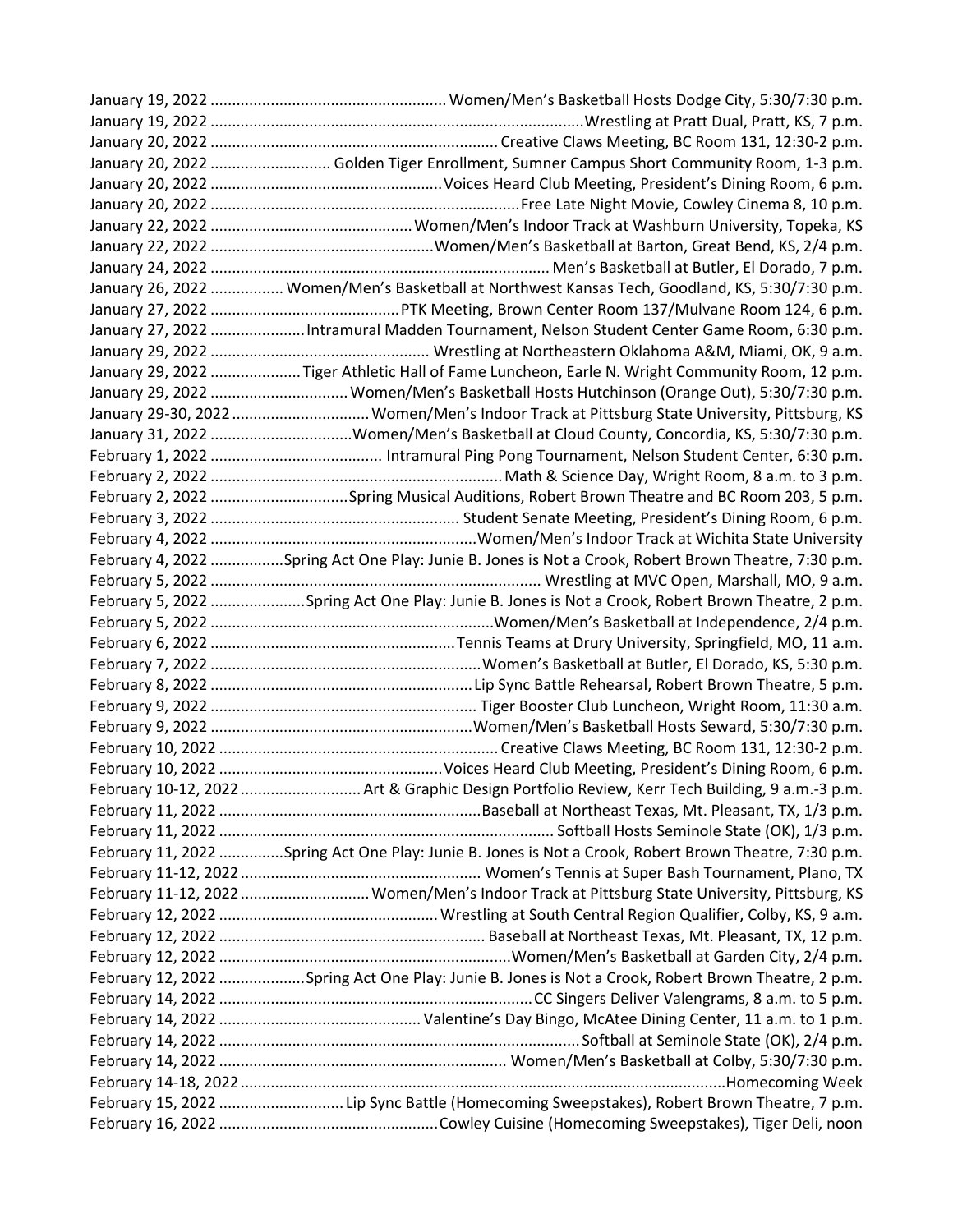January 19, 2022 ...................................................... Women/Men's Basketball Hosts Dodge City, 5:30/7:30 p.m.
January 19, 2022 .....................................................................................Wrestling at Pratt Dual, Pratt, KS, 7 p.m.
January 20, 2022 .................................................................. Creative Claws Meeting, BC Room 131, 12:30-2 p.m.
January 20, 2022 ........................... Golden Tiger Enrollment, Sumner Campus Short Community Room, 1-3 p.m.
January 20, 2022 .....................................................Voices Heard Club Meeting, President's Dining Room, 6 p.m.
January 20, 2022 .......................................................................Free Late Night Movie, Cowley Cinema 8, 10 p.m.
January 22, 2022 ..............................................Women/Men's Indoor Track at Washburn University, Topeka, KS
January 22, 2022 ...................................................Women/Men's Basketball at Barton, Great Bend, KS, 2/4 p.m.
January 24, 2022 .............................................................................. Men's Basketball at Butler, El Dorado, 7 p.m.
January 26, 2022 ................ Women/Men's Basketball at Northwest Kansas Tech, Goodland, KS, 5:30/7:30 p.m.
January 27, 2022 ...........................................PTK Meeting, Brown Center Room 137/Mulvane Room 124, 6 p.m.
January 27, 2022 ......................Intramural Madden Tournament, Nelson Student Center Game Room, 6:30 p.m.
January 29, 2022 .................................................. Wrestling at Northeastern Oklahoma A&M, Miami, OK, 9 a.m.
January 29, 2022 .....................Tiger Athletic Hall of Fame Luncheon, Earle N. Wright Community Room, 12 p.m.
January 29, 2022 ................................Women/Men's Basketball Hosts Hutchinson (Orange Out), 5:30/7:30 p.m.
January 29-30, 2022 ...............................Women/Men's Indoor Track at Pittsburg State University, Pittsburg, KS
January 31, 2022 ................................Women/Men's Basketball at Cloud County, Concordia, KS, 5:30/7:30 p.m.
February 1, 2022 ....................................... Intramural Ping Pong Tournament, Nelson Student Center, 6:30 p.m.
February 2, 2022 ...................................................................Math & Science Day, Wright Room, 8 a.m. to 3 p.m.
February 2, 2022 ................................Spring Musical Auditions, Robert Brown Theatre and BC Room 203, 5 p.m.
February 3, 2022 ......................................................... Student Senate Meeting, President's Dining Room, 6 p.m.
February 4, 2022 .............................................................Women/Men's Indoor Track at Wichita State University
February 4, 2022 .................Spring Act One Play: Junie B. Jones is Not a Crook, Robert Brown Theatre, 7:30 p.m.
February 5, 2022 ............................................................................ Wrestling at MVC Open, Marshall, MO, 9 a.m.
February 5, 2022 ......................Spring Act One Play: Junie B. Jones is Not a Crook, Robert Brown Theatre, 2 p.m.
February 5, 2022 .................................................................Women/Men's Basketball at Independence, 2/4 p.m.
February 6, 2022 ........................................................Tennis Teams at Drury University, Springfield, MO, 11 a.m.
February 7, 2022 ..............................................................Women's Basketball at Butler, El Dorado, KS, 5:30 p.m.
February 8, 2022 ............................................................Lip Sync Battle Rehearsal, Robert Brown Theatre, 5 p.m.
February 9, 2022 ............................................................. Tiger Booster Club Luncheon, Wright Room, 11:30 a.m.
February 9, 2022 ............................................................Women/Men's Basketball Hosts Seward, 5:30/7:30 p.m.
February 10, 2022 ................................................................ Creative Claws Meeting, BC Room 131, 12:30-2 p.m.
February 10, 2022 ...................................................Voices Heard Club Meeting, President's Dining Room, 6 p.m.
February 10-12, 2022 ............................ Art & Graphic Design Portfolio Review, Kerr Tech Building, 9 a.m.-3 p.m.
February 11, 2022 ............................................................Baseball at Northeast Texas, Mt. Pleasant, TX, 1/3 p.m.
February 11, 2022 ............................................................................... Softball Hosts Seminole State (OK), 1/3 p.m.
February 11, 2022 ..............Spring Act One Play: Junie B. Jones is Not a Crook, Robert Brown Theatre, 7:30 p.m.
February 11-12, 2022 ....................................................... Women's Tennis at Super Bash Tournament, Plano, TX
February 11-12, 2022 .............................Women/Men's Indoor Track at Pittsburg State University, Pittsburg, KS
February 12, 2022 ..................................................Wrestling at South Central Region Qualifier, Colby, KS, 9 a.m.
February 12, 2022 ............................................................. Baseball at Northeast Texas, Mt. Pleasant, TX, 12 p.m.
February 12, 2022 ...................................................................Women/Men's Basketball at Garden City, 2/4 p.m.
February 12, 2022 ....................Spring Act One Play: Junie B. Jones is Not a Crook, Robert Brown Theatre, 2 p.m.
February 14, 2022 ........................................................................CC Singers Deliver Valengrams, 8 a.m. to 5 p.m.
February 14, 2022 .............................................. Valentine's Day Bingo, McAtee Dining Center, 11 a.m. to 1 p.m.
February 14, 2022 ...................................................................................Softball at Seminole State (OK), 2/4 p.m.
February 14, 2022 .................................................................. Women/Men's Basketball at Colby, 5:30/7:30 p.m.
February 14-18, 2022 ..............................................................................................................Homecoming Week
February 15, 2022 ............................Lip Sync Battle (Homecoming Sweepstakes), Robert Brown Theatre, 7 p.m.
February 16, 2022 ..................................................Cowley Cuisine (Homecoming Sweepstakes), Tiger Deli, noon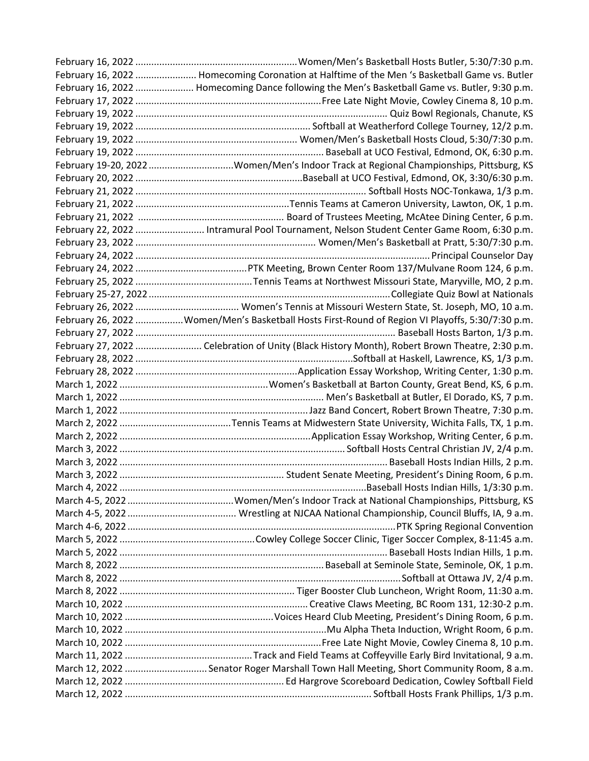February 16, 2022 ............................................................Women/Men's Basketball Hosts Butler, 5:30/7:30 p.m.
February 16, 2022 ...................... Homecoming Coronation at Halftime of the Men 's Basketball Game vs. Butler
February 16, 2022 ...................... Homecoming Dance following the Men's Basketball Game vs. Butler, 9:30 p.m.
February 17, 2022 ......................................................................Free Late Night Movie, Cowley Cinema 8, 10 p.m.
February 19, 2022 .................................................................................................. Quiz Bowl Regionals, Chanute, KS
February 19, 2022 ................................................................. Softball at Weatherford College Tourney, 12/2 p.m.
February 19, 2022 ............................................................ Women/Men's Basketball Hosts Cloud, 5:30/7:30 p.m.
February 19, 2022 ....................................................................... Baseball at UCO Festival, Edmond, OK, 6:30 p.m.
February 19-20, 2022 ................................Women/Men's Indoor Track at Regional Championships, Pittsburg, KS
February 20, 2022 ..............................................................Baseball at UCO Festival, Edmond, OK, 3:30/6:30 p.m.
February 21, 2022 ..................................................................................... Softball Hosts NOC-Tonkawa, 1/3 p.m.
February 21, 2022 ..........................................................Tennis Teams at Cameron University, Lawton, OK, 1 p.m.
February 21, 2022 ....................................................... Board of Trustees Meeting, McAtee Dining Center, 6 p.m.
February 22, 2022 ......................... Intramural Pool Tournament, Nelson Student Center Game Room, 6:30 p.m.
February 23, 2022 .................................................................. Women/Men's Basketball at Pratt, 5:30/7:30 p.m.
February 24, 2022 ............................................................................................................. Principal Counselor Day
February 24, 2022 ..........................................PTK Meeting, Brown Center Room 137/Mulvane Room 124, 6 p.m.
February 25, 2022 ............................................Tennis Teams at Northwest Missouri State, Maryville, MO, 2 p.m.
February 25-27, 2022 ..........................................................................................Collegiate Quiz Bowl at Nationals
February 26, 2022 ...................................... Women's Tennis at Missouri Western State, St. Joseph, MO, 10 a.m.
February 26, 2022 .................Women/Men's Basketball Hosts First-Round of Region VI Playoffs, 5:30/7:30 p.m.
February 27, 2022 ................................................................................................ Baseball Hosts Barton, 1/3 p.m.
February 27, 2022 ......................... Celebration of Unity (Black History Month), Robert Brown Theatre, 2:30 p.m.
February 28, 2022 .................................................................................Softball at Haskell, Lawrence, KS, 1/3 p.m.
February 28, 2022 .............................................................Application Essay Workshop, Writing Center, 1:30 p.m.
March 1, 2022 .......................................................Women's Basketball at Barton County, Great Bend, KS, 6 p.m.
March 1, 2022 ............................................................................. Men's Basketball at Butler, El Dorado, KS, 7 p.m.
March 1, 2022 .......................................................................Jazz Band Concert, Robert Brown Theatre, 7:30 p.m.
March 2, 2022 ..........................................Tennis Teams at Midwestern State University, Wichita Falls, TX, 1 p.m.
March 2, 2022 .......................................................................Application Essay Workshop, Writing Center, 6 p.m.
March 3, 2022 .................................................................................... Softball Hosts Central Christian JV, 2/4 p.m.
March 3, 2022 ................................................................................................... Baseball Hosts Indian Hills, 2 p.m.
March 3, 2022 ............................................................. Student Senate Meeting, President's Dining Room, 6 p.m.
March 4, 2022 .............................................................................................Baseball Hosts Indian Hills, 1/3:30 p.m.
March 4-5, 2022 ........................................Women/Men's Indoor Track at National Championships, Pittsburg, KS
March 4-5, 2022 ......................................... Wrestling at NJCAA National Championship, Council Bluffs, IA, 9 a.m.
March 4-6, 2022 ....................................................................................................PTK Spring Regional Convention
March 5, 2022 ..................................................Cowley College Soccer Clinic, Tiger Soccer Complex, 8-11:45 a.m.
March 5, 2022 ................................................................................................... Baseball Hosts Indian Hills, 1 p.m.
March 8, 2022 ............................................................................ Baseball at Seminole State, Seminole, OK, 1 p.m.
March 8, 2022 ........................................................................................................... Softball at Ottawa JV, 2/4 p.m.
March 8, 2022 ................................................................. Tiger Booster Club Luncheon, Wright Room, 11:30 a.m.
March 10, 2022 ................................................................... Creative Claws Meeting, BC Room 131, 12:30-2 p.m.
March 10, 2022 .......................................................Voices Heard Club Meeting, President's Dining Room, 6 p.m.
March 10, 2022 ...........................................................................Mu Alpha Theta Induction, Wright Room, 6 p.m.
March 10, 2022 .........................................................................Free Late Night Movie, Cowley Cinema 8, 10 p.m.
March 11, 2022 ................................................Track and Field Teams at Coffeyville Early Bird Invitational, 9 a.m.
March 12, 2022 ..............................Senator Roger Marshall Town Hall Meeting, Short Community Room, 8 a.m.
March 12, 2022 ........................................................... Ed Hargrove Scoreboard Dedication, Cowley Softball Field
March 12, 2022 ........................................................................................... Softball Hosts Frank Phillips, 1/3 p.m.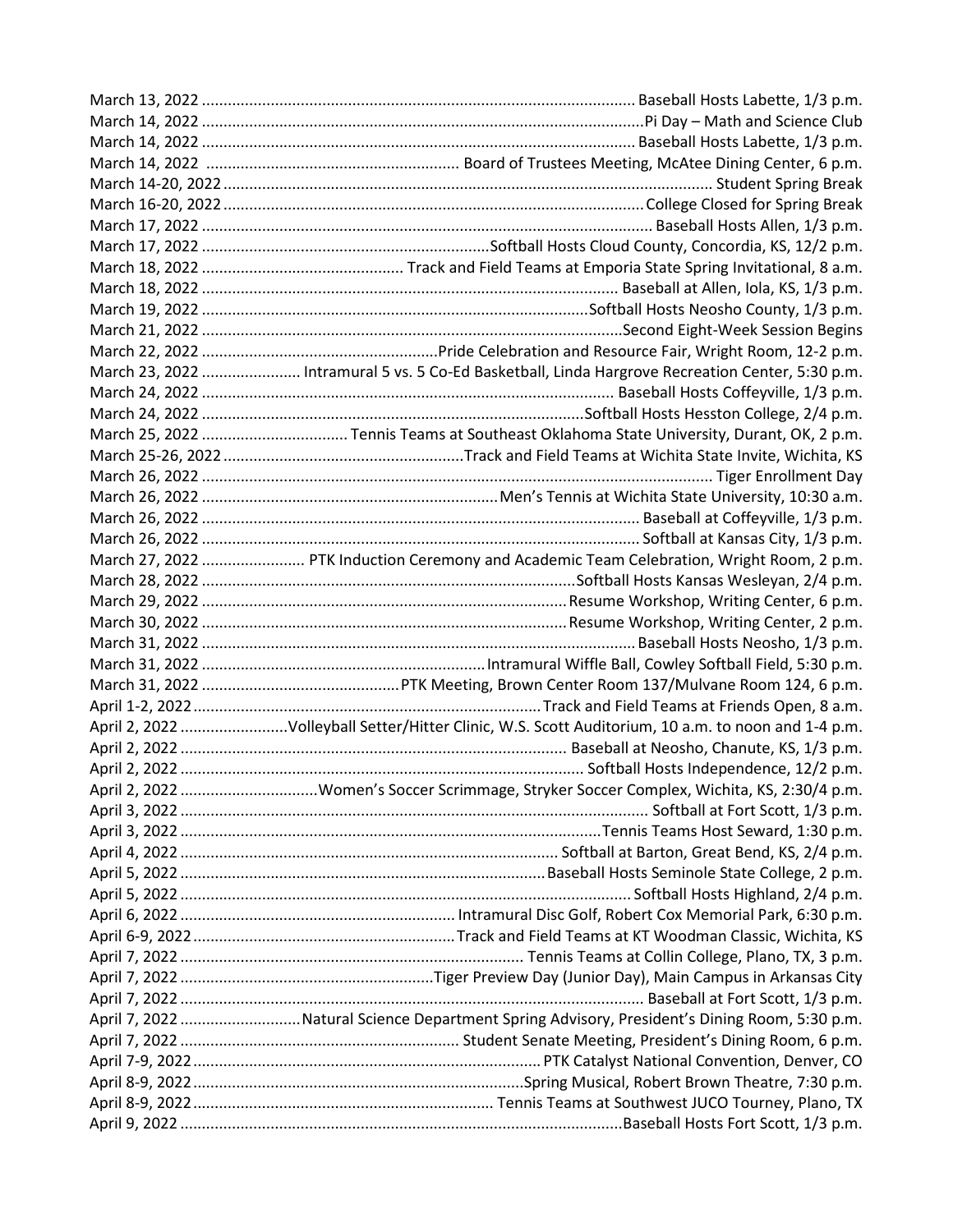March 13, 2022 ............ Baseball Hosts Labette, 1/3 p.m.
March 14, 2022 ............ Pi Day – Math and Science Club
March 14, 2022 ............ Baseball Hosts Labette, 1/3 p.m.
March 14, 2022 ............ Board of Trustees Meeting, McAtee Dining Center, 6 p.m.
March 14-20, 2022 ............ Student Spring Break
March 16-20, 2022 ............ College Closed for Spring Break
March 17, 2022 ............ Baseball Hosts Allen, 1/3 p.m.
March 17, 2022 ............ Softball Hosts Cloud County, Concordia, KS, 12/2 p.m.
March 18, 2022 ............ Track and Field Teams at Emporia State Spring Invitational, 8 a.m.
March 18, 2022 ............ Baseball at Allen, Iola, KS, 1/3 p.m.
March 19, 2022 ............ Softball Hosts Neosho County, 1/3 p.m.
March 21, 2022 ............ Second Eight-Week Session Begins
March 22, 2022 ............ Pride Celebration and Resource Fair, Wright Room, 12-2 p.m.
March 23, 2022 ............ Intramural 5 vs. 5 Co-Ed Basketball, Linda Hargrove Recreation Center, 5:30 p.m.
March 24, 2022 ............ Baseball Hosts Coffeyville, 1/3 p.m.
March 24, 2022 ............ Softball Hosts Hesston College, 2/4 p.m.
March 25, 2022 ............ Tennis Teams at Southeast Oklahoma State University, Durant, OK, 2 p.m.
March 25-26, 2022 ............ Track and Field Teams at Wichita State Invite, Wichita, KS
March 26, 2022 ............ Tiger Enrollment Day
March 26, 2022 ............ Men's Tennis at Wichita State University, 10:30 a.m.
March 26, 2022 ............ Baseball at Coffeyville, 1/3 p.m.
March 26, 2022 ............ Softball at Kansas City, 1/3 p.m.
March 27, 2022 ............ PTK Induction Ceremony and Academic Team Celebration, Wright Room, 2 p.m.
March 28, 2022 ............ Softball Hosts Kansas Wesleyan, 2/4 p.m.
March 29, 2022 ............ Resume Workshop, Writing Center, 6 p.m.
March 30, 2022 ............ Resume Workshop, Writing Center, 2 p.m.
March 31, 2022 ............ Baseball Hosts Neosho, 1/3 p.m.
March 31, 2022 ............ Intramural Wiffle Ball, Cowley Softball Field, 5:30 p.m.
March 31, 2022 ............ PTK Meeting, Brown Center Room 137/Mulvane Room 124, 6 p.m.
April 1-2, 2022 ............ Track and Field Teams at Friends Open, 8 a.m.
April 2, 2022 ............ Volleyball Setter/Hitter Clinic, W.S. Scott Auditorium, 10 a.m. to noon and 1-4 p.m.
April 2, 2022 ............ Baseball at Neosho, Chanute, KS, 1/3 p.m.
April 2, 2022 ............ Softball Hosts Independence, 12/2 p.m.
April 2, 2022 ............ Women's Soccer Scrimmage, Stryker Soccer Complex, Wichita, KS, 2:30/4 p.m.
April 3, 2022 ............ Softball at Fort Scott, 1/3 p.m.
April 3, 2022 ............ Tennis Teams Host Seward, 1:30 p.m.
April 4, 2022 ............ Softball at Barton, Great Bend, KS, 2/4 p.m.
April 5, 2022 ............ Baseball Hosts Seminole State College, 2 p.m.
April 5, 2022 ............ Softball Hosts Highland, 2/4 p.m.
April 6, 2022 ............ Intramural Disc Golf, Robert Cox Memorial Park, 6:30 p.m.
April 6-9, 2022 ............ Track and Field Teams at KT Woodman Classic, Wichita, KS
April 7, 2022 ............ Tennis Teams at Collin College, Plano, TX, 3 p.m.
April 7, 2022 ............ Tiger Preview Day (Junior Day), Main Campus in Arkansas City
April 7, 2022 ............ Baseball at Fort Scott, 1/3 p.m.
April 7, 2022 ............ Natural Science Department Spring Advisory, President's Dining Room, 5:30 p.m.
April 7, 2022 ............ Student Senate Meeting, President's Dining Room, 6 p.m.
April 7-9, 2022 ............ PTK Catalyst National Convention, Denver, CO
April 8-9, 2022 ............ Spring Musical, Robert Brown Theatre, 7:30 p.m.
April 8-9, 2022 ............ Tennis Teams at Southwest JUCO Tourney, Plano, TX
April 9, 2022 ............ Baseball Hosts Fort Scott, 1/3 p.m.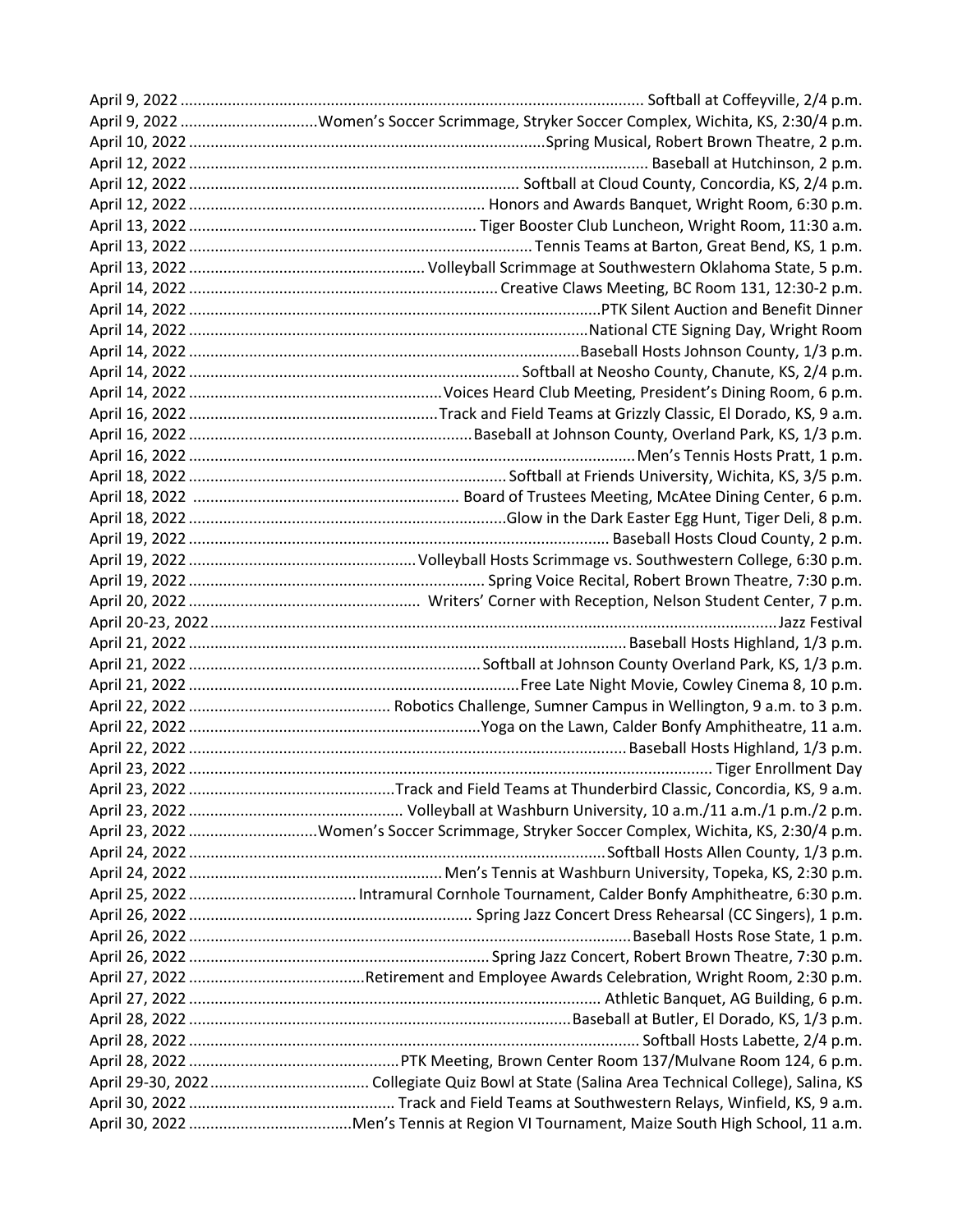April 9, 2022 ........................................................................................................... Softball at Coffeyville, 2/4 p.m.
April 9, 2022 ................................Women's Soccer Scrimmage, Stryker Soccer Complex, Wichita, KS, 2:30/4 p.m.
April 10, 2022 ..................................................................................Spring Musical, Robert Brown Theatre, 2 p.m.
April 12, 2022 .......................................................................................................... Baseball at Hutchinson, 2 p.m.
April 12, 2022 ............................................................................ Softball at Cloud County, Concordia, KS, 2/4 p.m.
April 12, 2022 .................................................................... Honors and Awards Banquet, Wright Room, 6:30 p.m.
April 13, 2022 .................................................................. Tiger Booster Club Luncheon, Wright Room, 11:30 a.m.
April 13, 2022 ............................................................................... Tennis Teams at Barton, Great Bend, KS, 1 p.m.
April 13, 2022 ....................................................... Volleyball Scrimmage at Southwestern Oklahoma State, 5 p.m.
April 14, 2022 ....................................................................... Creative Claws Meeting, BC Room 131, 12:30-2 p.m.
April 14, 2022 ...............................................................................................PTK Silent Auction and Benefit Dinner
April 14, 2022 .............................................................................................National CTE Signing Day, Wright Room
April 14, 2022 ...........................................................................................Baseball Hosts Johnson County, 1/3 p.m.
April 14, 2022 ............................................................................. Softball at Neosho County, Chanute, KS, 2/4 p.m.
April 14, 2022 ..........................................................Voices Heard Club Meeting, President's Dining Room, 6 p.m.
April 16, 2022 ..........................................................Track and Field Teams at Grizzly Classic, El Dorado, KS, 9 a.m.
April 16, 2022 ..................................................................Baseball at Johnson County, Overland Park, KS, 1/3 p.m.
April 16, 2022 .......................................................................................................Men's Tennis Hosts Pratt, 1 p.m.
April 18, 2022 .........................................................................Softball at Friends University, Wichita, KS, 3/5 p.m.
April 18, 2022 ............................................................. Board of Trustees Meeting, McAtee Dining Center, 6 p.m.
April 18, 2022 .........................................................................Glow in the Dark Easter Egg Hunt, Tiger Deli, 8 p.m.
April 19, 2022 ................................................................................................ Baseball Hosts Cloud County, 2 p.m.
April 19, 2022 .....................................................Volleyball Hosts Scrimmage vs. Southwestern College, 6:30 p.m.
April 19, 2022 .................................................................... Spring Voice Recital, Robert Brown Theatre, 7:30 p.m.
April 20, 2022 ...................................................... Writers' Corner with Reception, Nelson Student Center, 7 p.m.
April 20-23, 2022.................................................................................................................................Jazz Festival
April 21, 2022 ..................................................................................................... Baseball Hosts Highland, 1/3 p.m.
April 21, 2022 ...................................................................Softball at Johnson County Overland Park, KS, 1/3 p.m.
April 21, 2022 ............................................................................Free Late Night Movie, Cowley Cinema 8, 10 p.m.
April 22, 2022 ............................................... Robotics Challenge, Sumner Campus in Wellington, 9 a.m. to 3 p.m.
April 22, 2022 ...................................................................Yoga on the Lawn, Calder Bonfy Amphitheatre, 11 a.m.
April 22, 2022 ..................................................................................................... Baseball Hosts Highland, 1/3 p.m.
April 23, 2022 ....................................................................................................................... Tiger Enrollment Day
April 23, 2022 ................................................Track and Field Teams at Thunderbird Classic, Concordia, KS, 9 a.m.
April 23, 2022 .................................................. Volleyball at Washburn University, 10 a.m./11 a.m./1 p.m./2 p.m.
April 23, 2022 ..............................Women's Soccer Scrimmage, Stryker Soccer Complex, Wichita, KS, 2:30/4 p.m.
April 24, 2022 ............................................................................................... Softball Hosts Allen County, 1/3 p.m.
April 24, 2022 ........................................................... Men's Tennis at Washburn University, Topeka, KS, 2:30 p.m.
April 25, 2022 ....................................... Intramural Cornhole Tournament, Calder Bonfy Amphitheatre, 6:30 p.m.
April 26, 2022 ................................................................. Spring Jazz Concert Dress Rehearsal (CC Singers), 1 p.m.
April 26, 2022 ...................................................................................................... Baseball Hosts Rose State, 1 p.m.
April 26, 2022 ..................................................................... Spring Jazz Concert, Robert Brown Theatre, 7:30 p.m.
April 27, 2022 .........................................Retirement and Employee Awards Celebration, Wright Room, 2:30 p.m.
April 27, 2022 ............................................................................................... Athletic Banquet, AG Building, 6 p.m.
April 28, 2022 .........................................................................................Baseball at Butler, El Dorado, KS, 1/3 p.m.
April 28, 2022 ......................................................................................................... Softball Hosts Labette, 2/4 p.m.
April 28, 2022 .................................................PTK Meeting, Brown Center Room 137/Mulvane Room 124, 6 p.m.
April 29-30, 2022..................................... Collegiate Quiz Bowl at State (Salina Area Technical College), Salina, KS
April 30, 2022 ................................................ Track and Field Teams at Southwestern Relays, Winfield, KS, 9 a.m.
April 30, 2022 ......................................Men's Tennis at Region VI Tournament, Maize South High School, 11 a.m.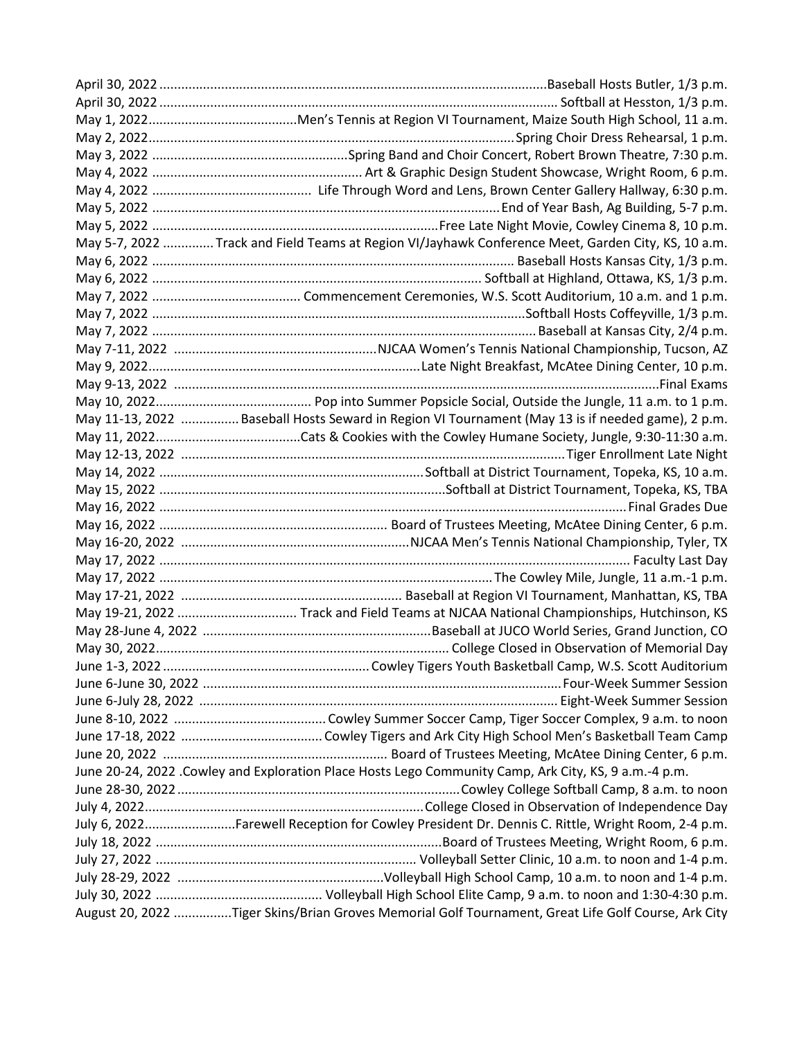April 30, 2022 ........................................................................................................Baseball Hosts Butler, 1/3 p.m.
April 30, 2022 ........................................................................................................... Softball at Hesston, 1/3 p.m.
May 1, 2022........................................Men's Tennis at Region VI Tournament, Maize South High School, 11 a.m.
May 2, 2022.................................................................................................Spring Choir Dress Rehearsal, 1 p.m.
May 3, 2022 ....................................................Spring Band and Choir Concert, Robert Brown Theatre, 7:30 p.m.
May 4, 2022 ........................................................ Art & Graphic Design Student Showcase, Wright Room, 6 p.m.
May 4, 2022 .......................................... Life Through Word and Lens, Brown Center Gallery Hallway, 6:30 p.m.
May 5, 2022 .............................................................................................End of Year Bash, Ag Building, 5-7 p.m.
May 5, 2022 .............................................................................Free Late Night Movie, Cowley Cinema 8, 10 p.m.
May 5-7, 2022 .............Track and Field Teams at Region VI/Jayhawk Conference Meet, Garden City, KS, 10 a.m.
May 6, 2022 ................................................................................................. Baseball Hosts Kansas City, 1/3 p.m.
May 6, 2022 ......................................................................................... Softball at Highland, Ottawa, KS, 1/3 p.m.
May 7, 2022 ........................................ Commencement Ceremonies, W.S. Scott Auditorium, 10 a.m. and 1 p.m.
May 7, 2022 ...................................................................................................Softball Hosts Coffeyville, 1/3 p.m.
May 7, 2022 ......................................................................................................Baseball at Kansas City, 2/4 p.m.
May 7-11, 2022 ......................................................NJCAA Women's Tennis National Championship, Tucson, AZ
May 9, 2022.........................................................................Late Night Breakfast, McAtee Dining Center, 10 p.m.
May 9-13, 2022 ..................................................................................................................................Final Exams
May 10, 2022.......................................... Pop into Summer Popsicle Social, Outside the Jungle, 11 a.m. to 1 p.m.
May 11-13, 2022 ...............Baseball Hosts Seward in Region VI Tournament (May 13 is if needed game), 2 p.m.
May 11, 2022.......................................Cats & Cookies with the Cowley Humane Society, Jungle, 9:30-11:30 a.m.
May 12-13, 2022 ......................................................................................................Tiger Enrollment Late Night
May 14, 2022 ........................................................................Softball at District Tournament, Topeka, KS, 10 a.m.
May 15, 2022 .............................................................................Softball at District Tournament, Topeka, KS, TBA
May 16, 2022 ............................................................................................................................Final Grades Due
May 16, 2022 ............................................................. Board of Trustees Meeting, McAtee Dining Center, 6 p.m.
May 16-20, 2022 .............................................................NJCAA Men's Tennis National Championship, Tyler, TX
May 17, 2022 ............................................................................................................................. Faculty Last Day
May 17, 2022 ..........................................................................................The Cowley Mile, Jungle, 11 a.m.-1 p.m.
May 17-21, 2022 ........................................................... Baseball at Region VI Tournament, Manhattan, KS, TBA
May 19-21, 2022 ................................ Track and Field Teams at NJCAA National Championships, Hutchinson, KS
May 28-June 4, 2022 .............................................................Baseball at JUCO World Series, Grand Junction, CO
May 30, 2022.............................................................................. College Closed in Observation of Memorial Day
June 1-3, 2022........................................................Cowley Tigers Youth Basketball Camp, W.S. Scott Auditorium
June 6-June 30, 2022 .................................................................................................Four-Week Summer Session
June 6-July 28, 2022 ................................................................................................. Eight-Week Summer Session
June 8-10, 2022 ..........................................Cowley Summer Soccer Camp, Tiger Soccer Complex, 9 a.m. to noon
June 17-18, 2022 ......................................Cowley Tigers and Ark City High School Men's Basketball Team Camp
June 20, 2022 ............................................................ Board of Trustees Meeting, McAtee Dining Center, 6 p.m.
June 20-24, 2022 .Cowley and Exploration Place Hosts Lego Community Camp, Ark City, KS, 9 a.m.-4 p.m.
June 28-30, 2022............................................................................Cowley College Softball Camp, 8 a.m. to noon
July 4, 2022...........................................................................College Closed in Observation of Independence Day
July 6, 2022.........................Farewell Reception for Cowley President Dr. Dennis C. Rittle, Wright Room, 2-4 p.m.
July 18, 2022 .............................................................................Board of Trustees Meeting, Wright Room, 6 p.m.
July 27, 2022 ....................................................................... Volleyball Setter Clinic, 10 a.m. to noon and 1-4 p.m.
July 28-29, 2022 ........................................................Volleyball High School Camp, 10 a.m. to noon and 1-4 p.m.
July 30, 2022 ............................................. Volleyball High School Elite Camp, 9 a.m. to noon and 1:30-4:30 p.m.
August 20, 2022 ................Tiger Skins/Brian Groves Memorial Golf Tournament, Great Life Golf Course, Ark City